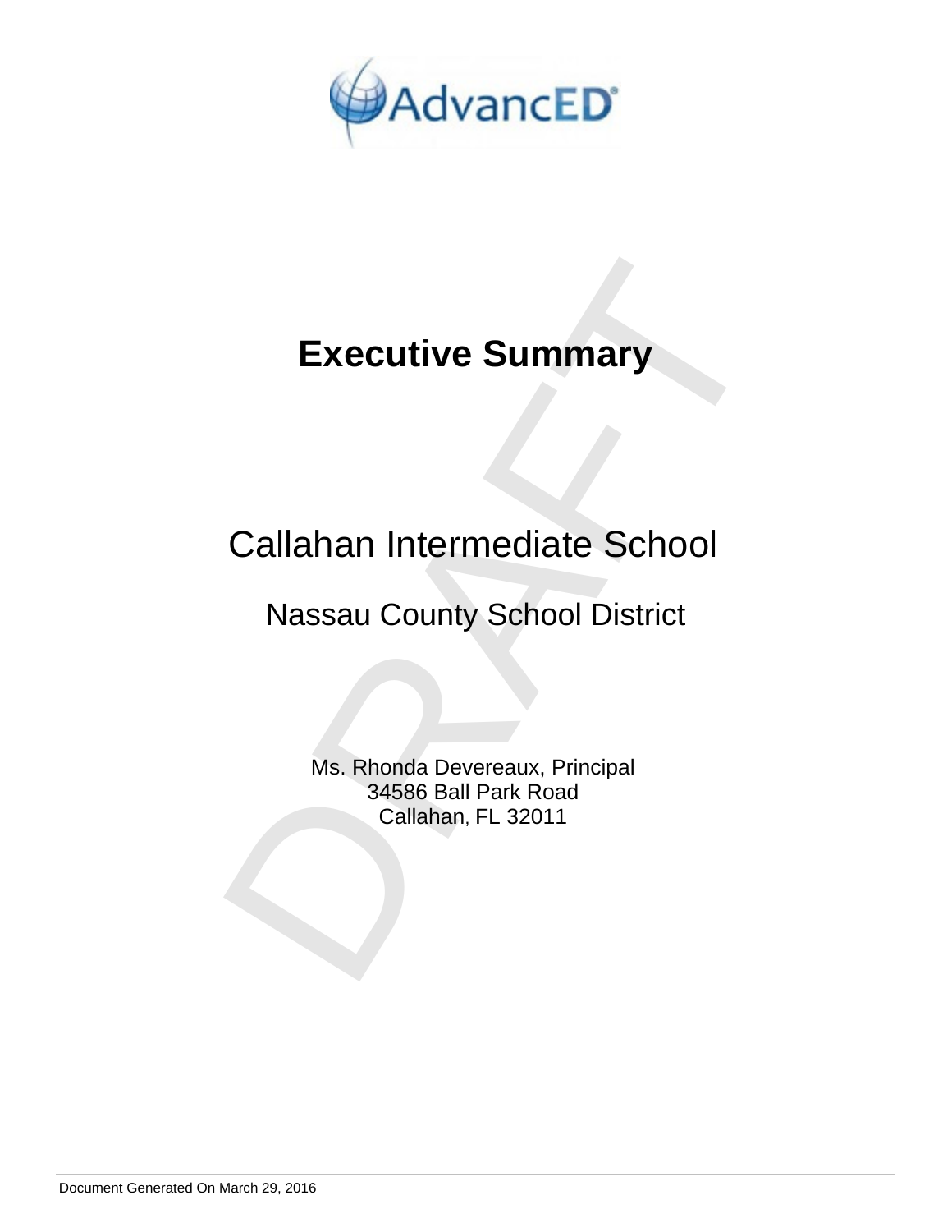AdvancED

# Executive Summary

## Callahan Intermediate School

### Nassau County School District

Ms. Rhonda Devereaux, Principal
34586 Ball Park Road
Callahan, FL 32011

Document Generated On March 29, 2016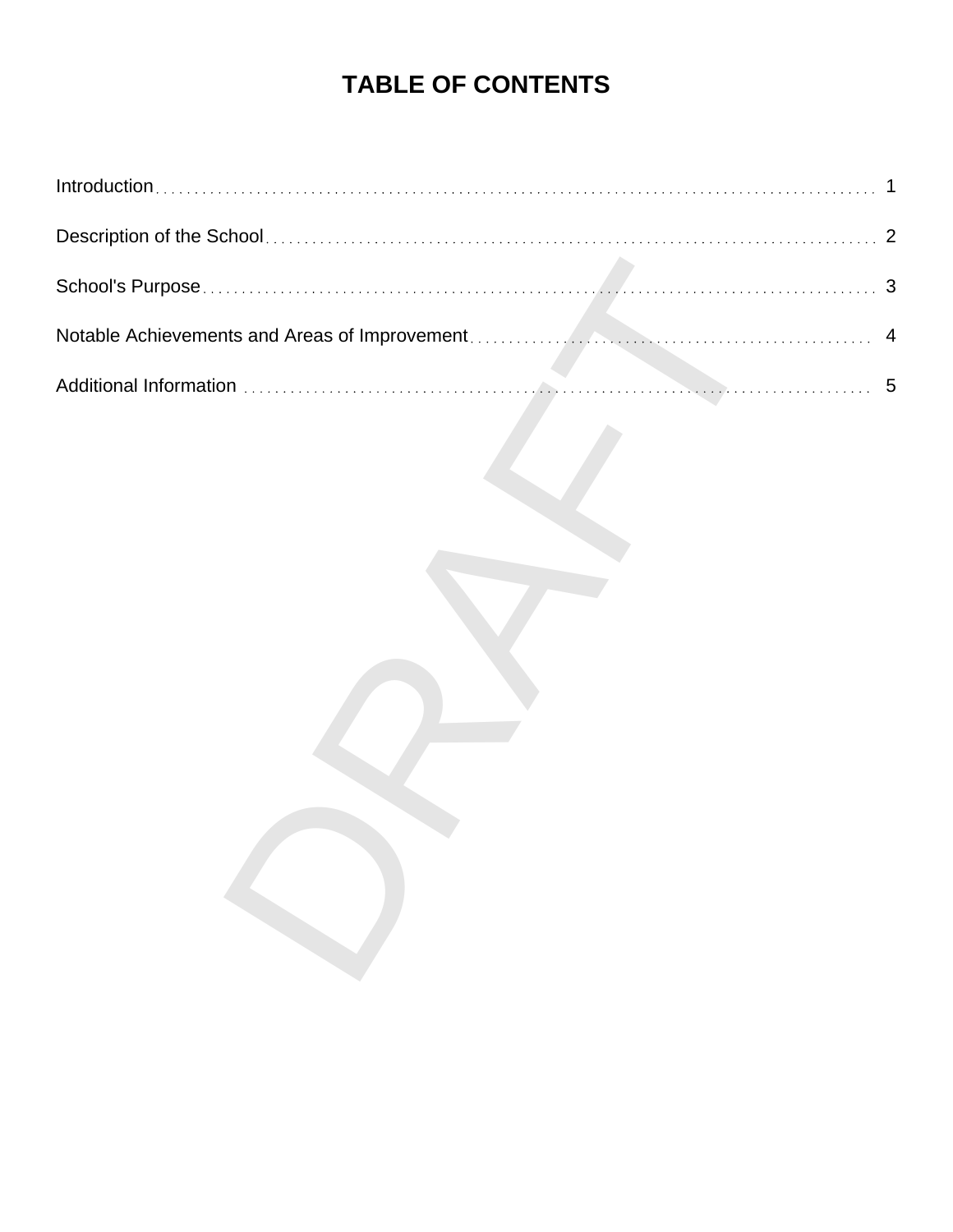# TABLE OF CONTENTS

| | |
|---|---|
| Introduction | 1 |
| Description of the School | 2 |
| School's Purpose | 3 |
| Notable Achievements and Areas of Improvement | 4 |
| Additional Information | 5 |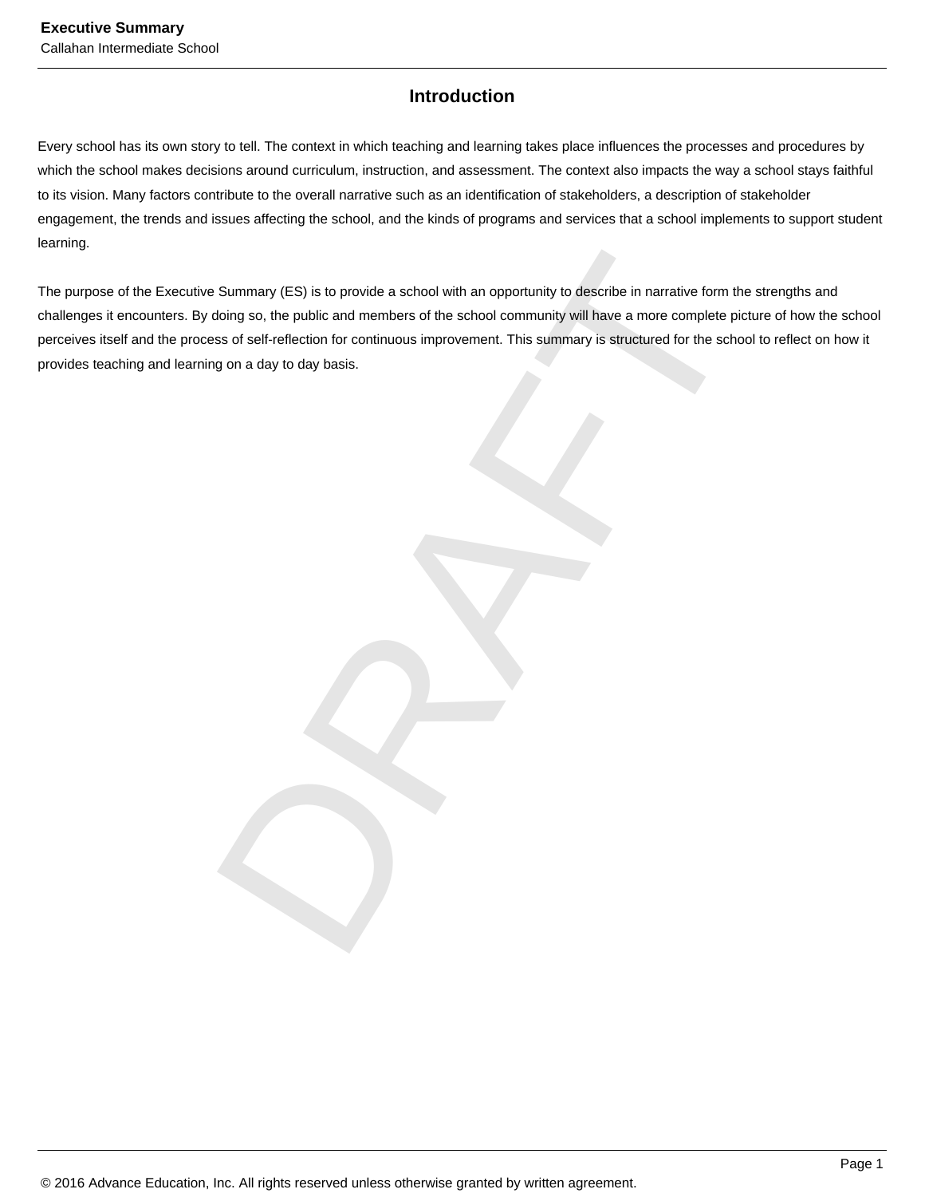## Introduction

Every school has its own story to tell. The context in which teaching and learning takes place influences the processes and procedures by which the school makes decisions around curriculum, instruction, and assessment. The context also impacts the way a school stays faithful to its vision. Many factors contribute to the overall narrative such as an identification of stakeholders, a description of stakeholder engagement, the trends and issues affecting the school, and the kinds of programs and services that a school implements to support student learning.

The purpose of the Executive Summary (ES) is to provide a school with an opportunity to describe in narrative form the strengths and challenges it encounters. By doing so, the public and members of the school community will have a more complete picture of how the school perceives itself and the process of self-reflection for continuous improvement. This summary is structured for the school to reflect on how it provides teaching and learning on a day to day basis.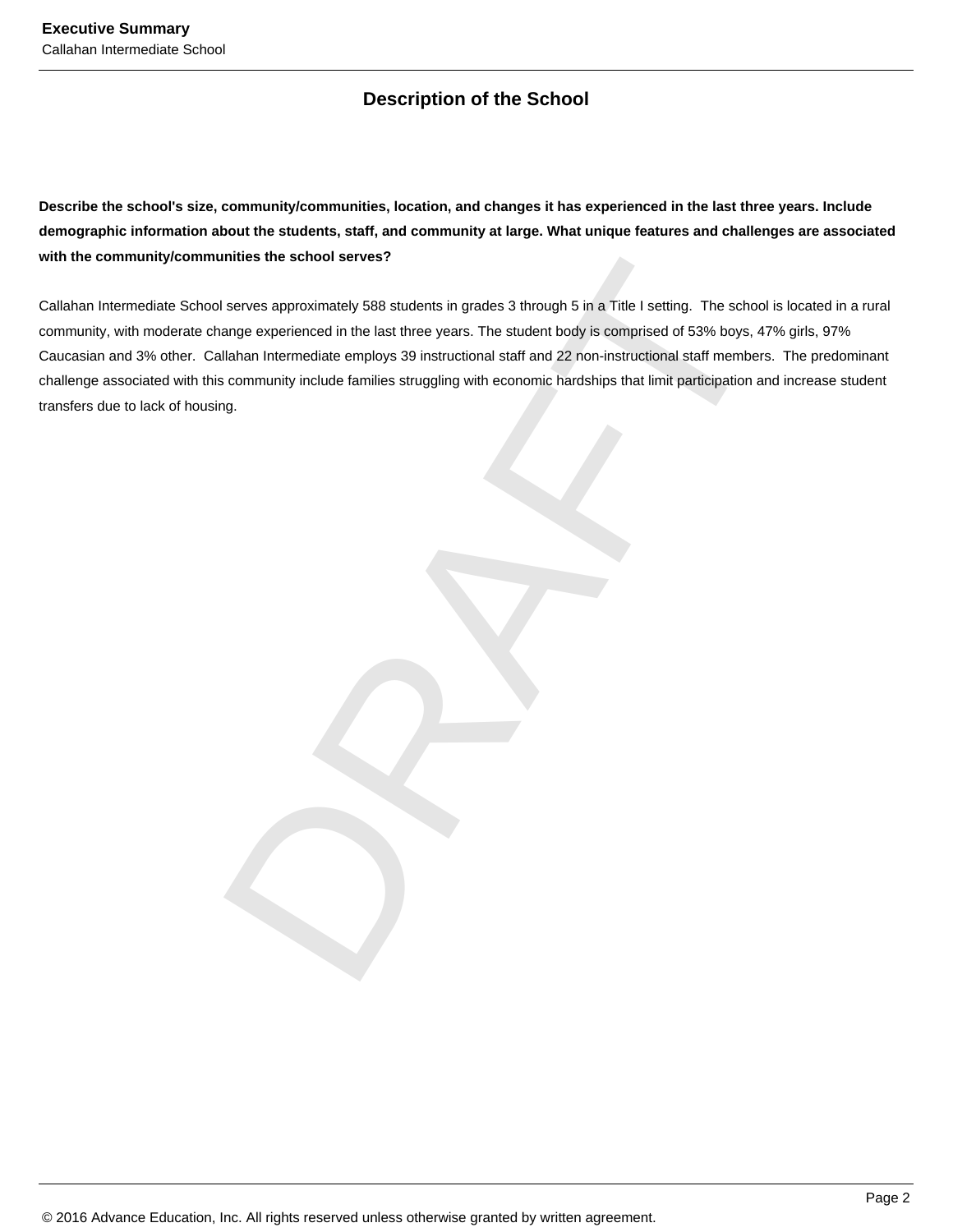## Description of the School

**Describe the school's size, community/communities, location, and changes it has experienced in the last three years. Include demographic information about the students, staff, and community at large. What unique features and challenges are associated with the community/communities the school serves?**

Callahan Intermediate School serves approximately 588 students in grades 3 through 5 in a Title I setting. The school is located in a rural community, with moderate change experienced in the last three years. The student body is comprised of 53% boys, 47% girls, 97% Caucasian and 3% other. Callahan Intermediate employs 39 instructional staff and 22 non-instructional staff members. The predominant challenge associated with this community include families struggling with economic hardships that limit participation and increase student transfers due to lack of housing.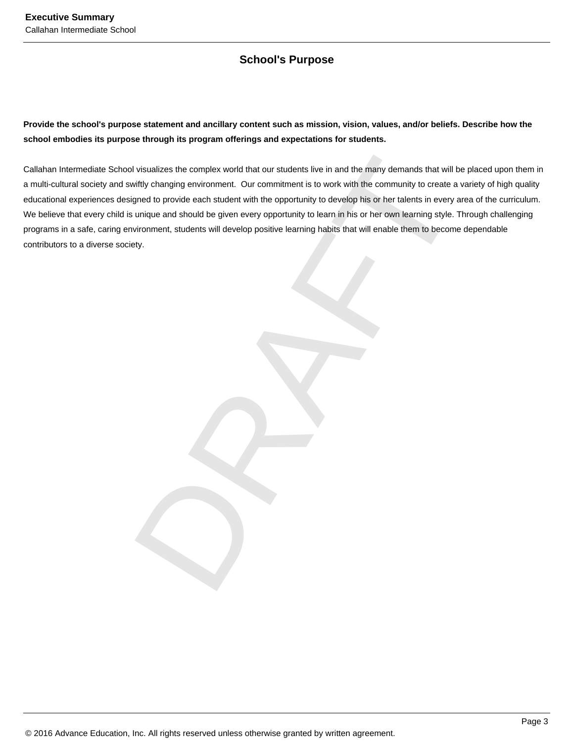## School's Purpose

**Provide the school's purpose statement and ancillary content such as mission, vision, values, and/or beliefs. Describe how the school embodies its purpose through its program offerings and expectations for students.**

Callahan Intermediate School visualizes the complex world that our students live in and the many demands that will be placed upon them in a multi-cultural society and swiftly changing environment.  Our commitment is to work with the community to create a variety of high quality educational experiences designed to provide each student with the opportunity to develop his or her talents in every area of the curriculum. We believe that every child is unique and should be given every opportunity to learn in his or her own learning style. Through challenging programs in a safe, caring environment, students will develop positive learning habits that will enable them to become dependable contributors to a diverse society.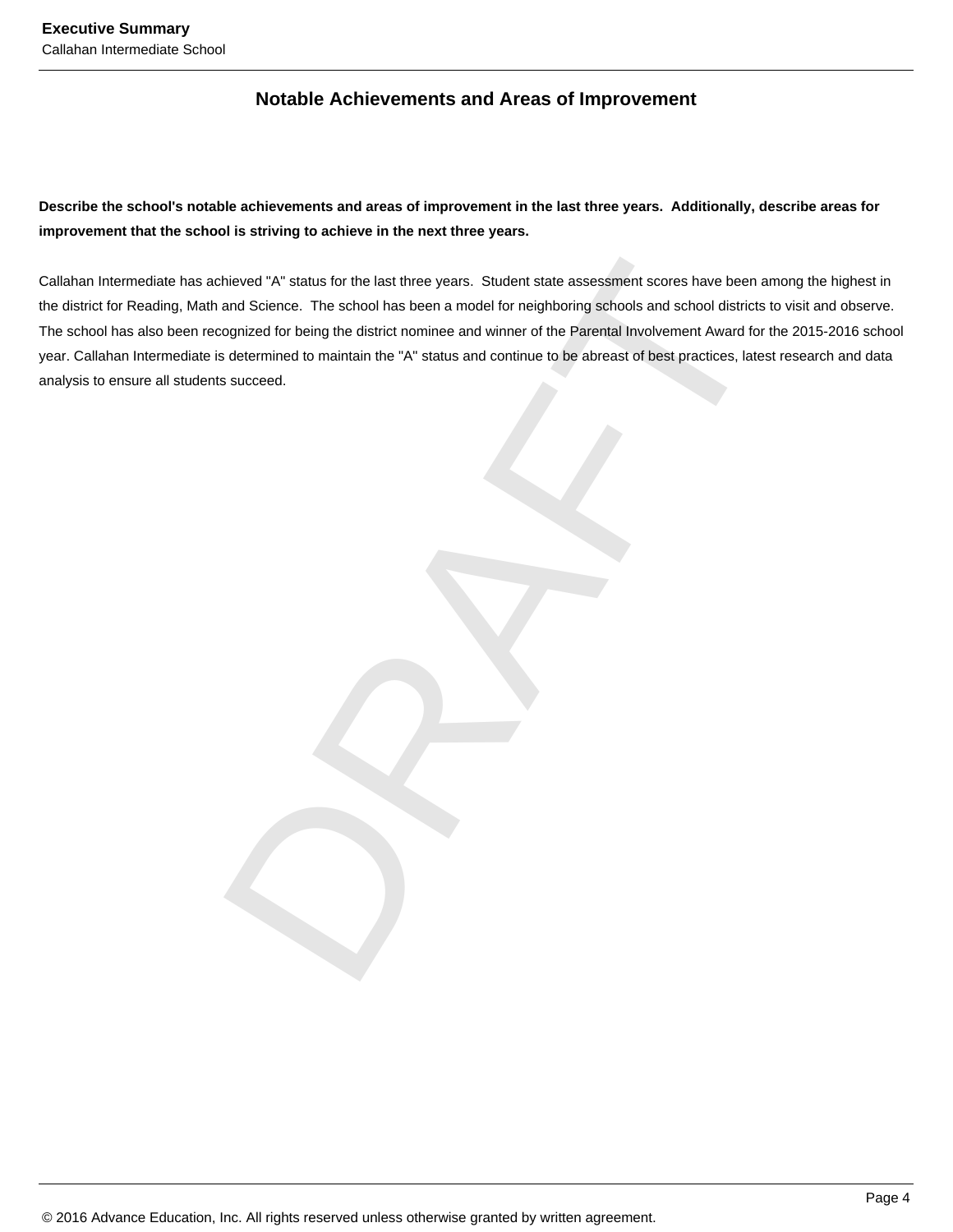## Notable Achievements and Areas of Improvement

**Describe the school's notable achievements and areas of improvement in the last three years. Additionally, describe areas for improvement that the school is striving to achieve in the next three years.**

Callahan Intermediate has achieved "A" status for the last three years. Student state assessment scores have been among the highest in the district for Reading, Math and Science. The school has been a model for neighboring schools and school districts to visit and observe. The school has also been recognized for being the district nominee and winner of the Parental Involvement Award for the 2015-2016 school year. Callahan Intermediate is determined to maintain the "A" status and continue to be abreast of best practices, latest research and data analysis to ensure all students succeed.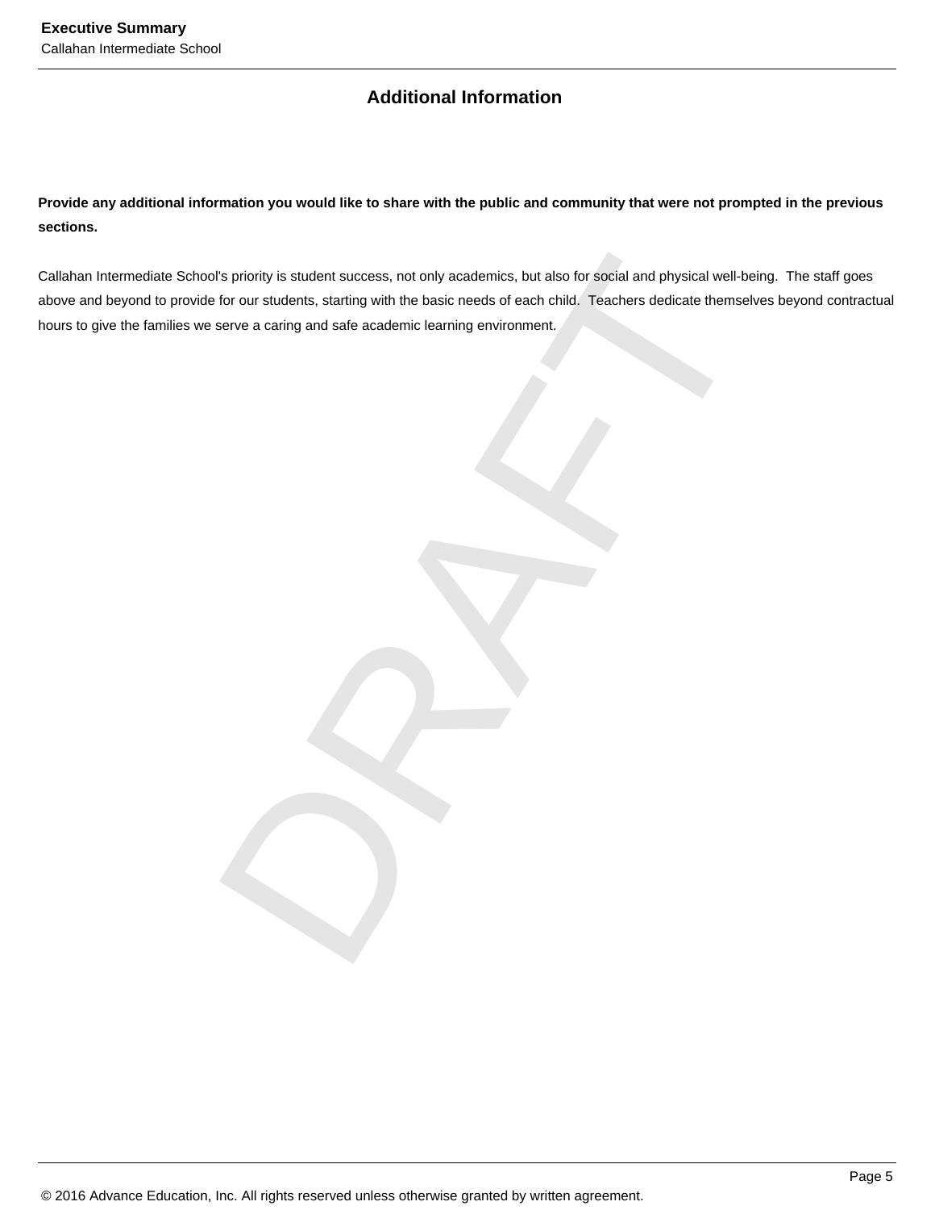## Additional Information

**Provide any additional information you would like to share with the public and community that were not prompted in the previous sections.**

Callahan Intermediate School's priority is student success, not only academics, but also for social and physical well-being. The staff goes above and beyond to provide for our students, starting with the basic needs of each child. Teachers dedicate themselves beyond contractual hours to give the families we serve a caring and safe academic learning environment.